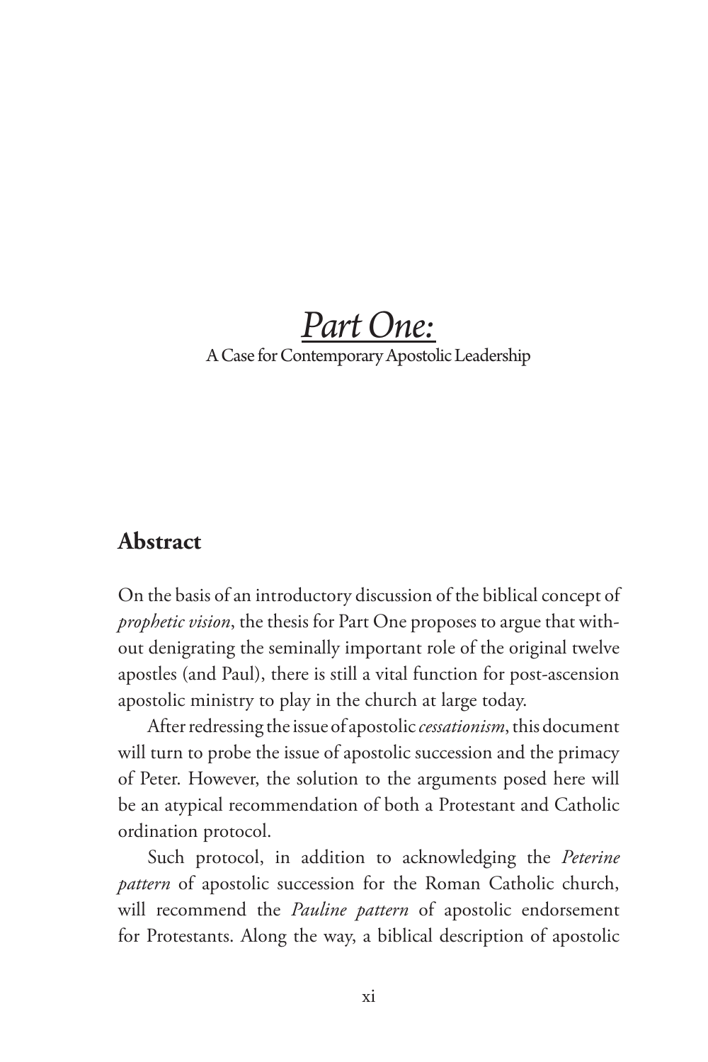# *Part One:*

A Case for Contemporary Apostolic Leadership

## Abstract

On the basis of an introductory discussion of the biblical concept of *prophetic vision*, the thesis for Part One proposes to argue that without denigrating the seminally important role of the original twelve apostles (and Paul), there is still a vital function for post-ascension apostolic ministry to play in the church at large today.

After redressing the issue of apostolic *cessationism*, this document will turn to probe the issue of apostolic succession and the primacy of Peter. However, the solution to the arguments posed here will be an atypical recommendation of both a Protestant and Catholic ordination protocol.

Such protocol, in addition to acknowledging the *Peterine pattern* of apostolic succession for the Roman Catholic church, will recommend the *Pauline pattern* of apostolic endorsement for Protestants. Along the way, a biblical description of apostolic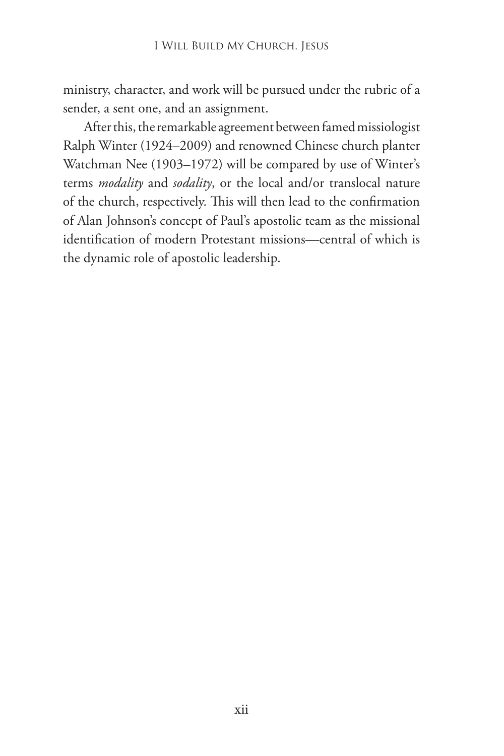ministry, character, and work will be pursued under the rubric of a sender, a sent one, and an assignment.

After this, the remarkable agreement between famed missiologist Ralph Winter (1924–2009) and renowned Chinese church planter Watchman Nee (1903–1972) will be compared by use of Winter's terms *modality* and *sodality*, or the local and/or translocal nature of the church, respectively. This will then lead to the confirmation of Alan Johnson's concept of Paul's apostolic team as the missional identification of modern Protestant missions—central of which is the dynamic role of apostolic leadership.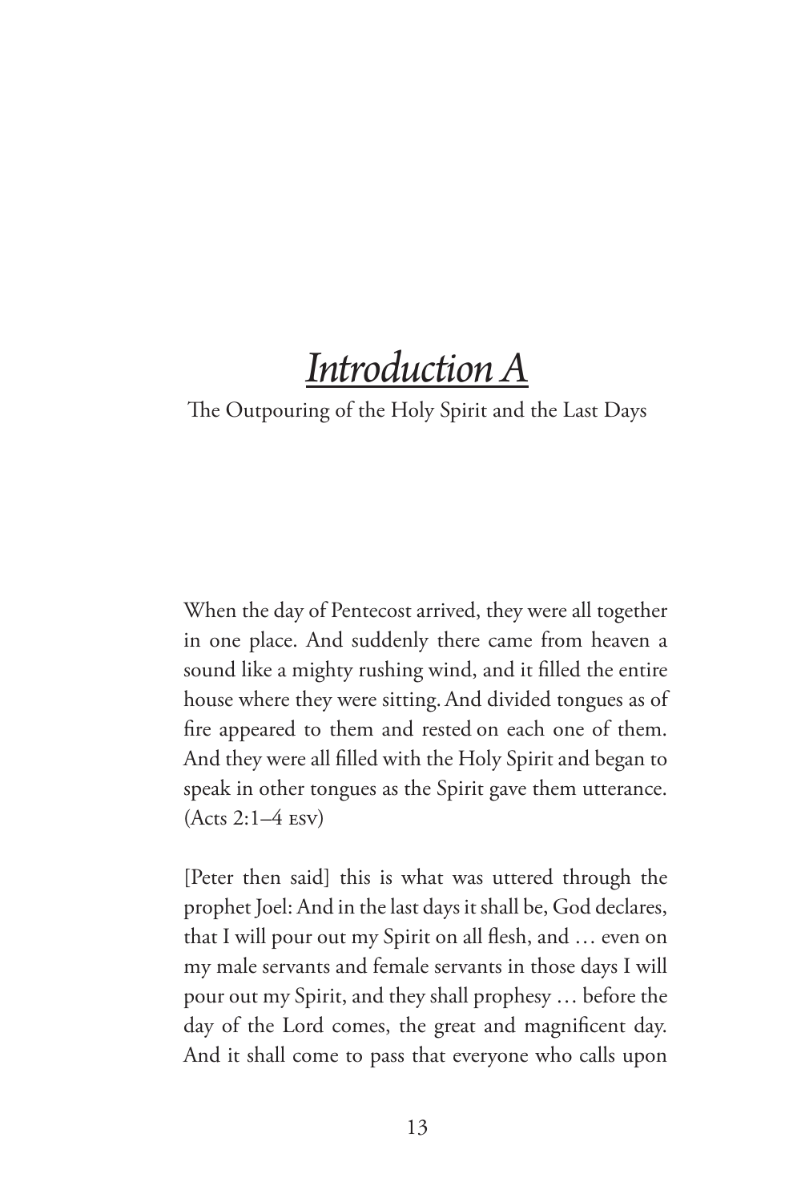# *Introduction A*

The Outpouring of the Holy Spirit and the Last Days

When the day of Pentecost arrived, they were all together in one place. And suddenly there came from heaven a sound like a mighty rushing wind, and it filled the entire house where they were sitting. And divided tongues as of fire appeared to them and rested on each one of them. And they were all filled with the Holy Spirit and began to speak in other tongues as the Spirit gave them utterance. (Acts 2:1–4 ESV)

[Peter then said] this is what was uttered through the prophet Joel: And in the last days it shall be, God declares, that I will pour out my Spirit on all flesh, and … even on my male servants and female servants in those days I will pour out my Spirit, and they shall prophesy … before the day of the Lord comes, the great and magnificent day. And it shall come to pass that everyone who calls upon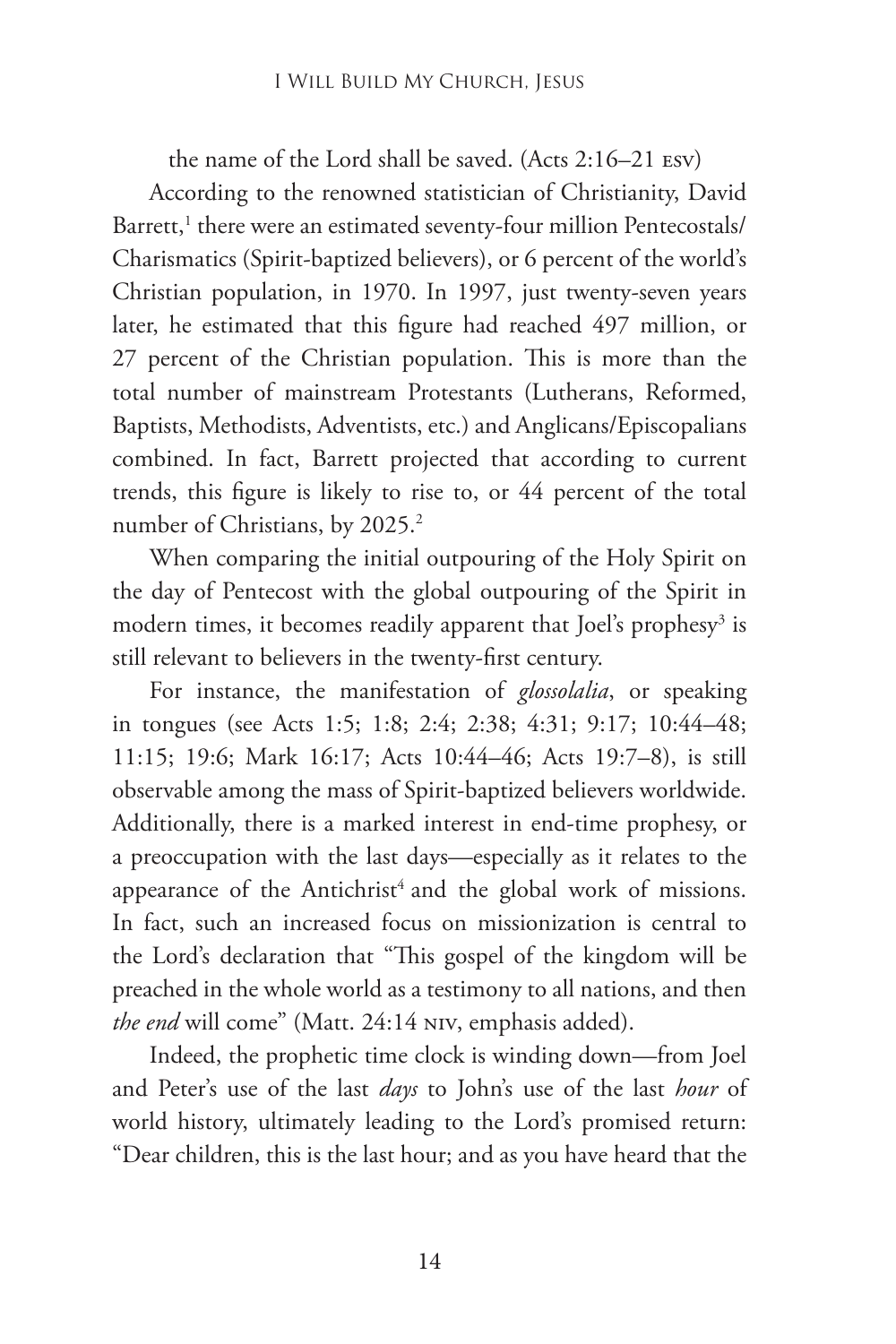the name of the Lord shall be saved. (Acts 2:16–21 ESV)

According to the renowned statistician of Christianity, David Barrett,[1] there were an estimated seventy-four million Pentecostals/Charismatics (Spirit-baptized believers), or 6 percent of the world's Christian population, in 1970. In 1997, just twenty-seven years later, he estimated that this figure had reached 497 million, or 27 percent of the Christian population. This is more than the total number of mainstream Protestants (Lutherans, Reformed, Baptists, Methodists, Adventists, etc.) and Anglicans/Episcopalians combined. In fact, Barrett projected that according to current trends, this figure is likely to rise to, or 44 percent of the total number of Christians, by 2025.[2]

When comparing the initial outpouring of the Holy Spirit on the day of Pentecost with the global outpouring of the Spirit in modern times, it becomes readily apparent that Joel's prophesy[3] is still relevant to believers in the twenty-first century.

For instance, the manifestation of *glossolalia*, or speaking in tongues (see Acts 1:5; 1:8; 2:4; 2:38; 4:31; 9:17; 10:44–48; 11:15; 19:6; Mark 16:17; Acts 10:44–46; Acts 19:7–8), is still observable among the mass of Spirit-baptized believers worldwide. Additionally, there is a marked interest in end-time prophesy, or a preoccupation with the last days—especially as it relates to the appearance of the Antichrist[4] and the global work of missions. In fact, such an increased focus on missionization is central to the Lord's declaration that "This gospel of the kingdom will be preached in the whole world as a testimony to all nations, and then *the end* will come" (Matt. 24:14 NIV, emphasis added).

Indeed, the prophetic time clock is winding down—from Joel and Peter's use of the last *days* to John's use of the last *hour* of world history, ultimately leading to the Lord's promised return: "Dear children, this is the last hour; and as you have heard that the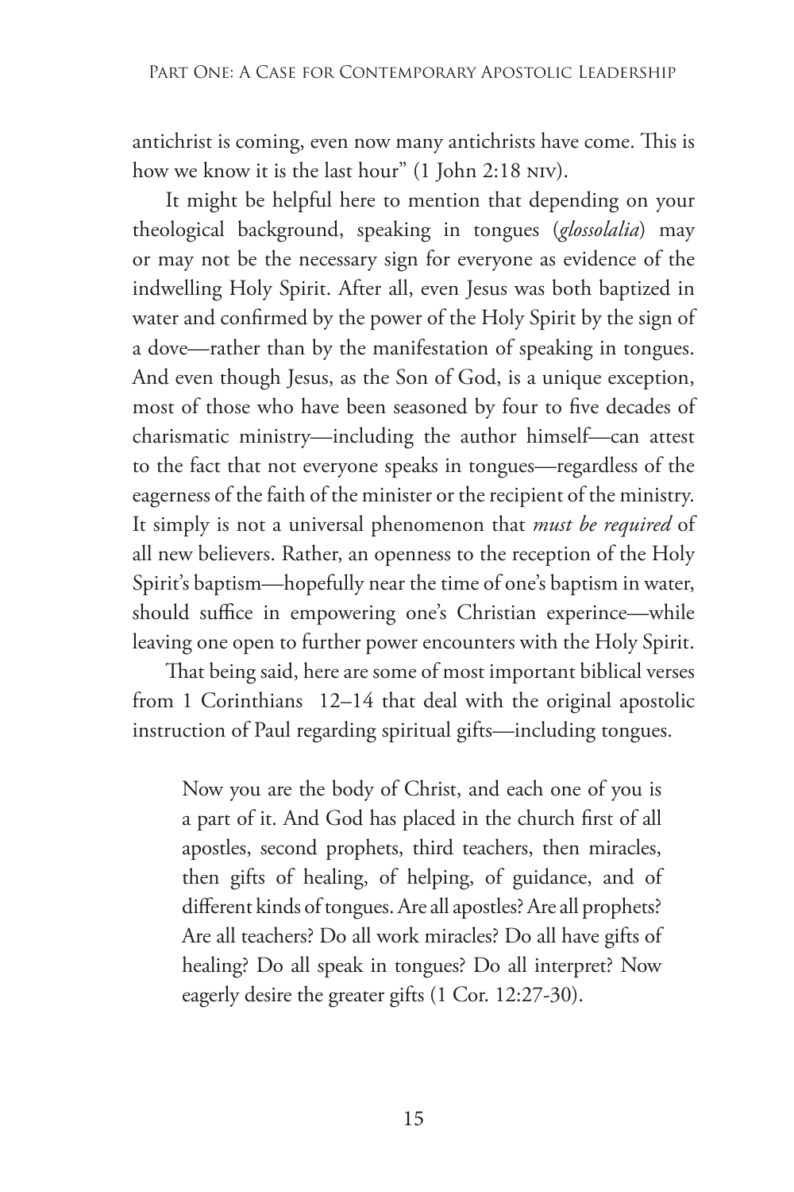antichrist is coming, even now many antichrists have come. This is how we know it is the last hour" (1 John 2:18 NIV).

It might be helpful here to mention that depending on your theological background, speaking in tongues (*glossolalia*) may or may not be the necessary sign for everyone as evidence of the indwelling Holy Spirit. After all, even Jesus was both baptized in water and confirmed by the power of the Holy Spirit by the sign of a dove—rather than by the manifestation of speaking in tongues. And even though Jesus, as the Son of God, is a unique exception, most of those who have been seasoned by four to five decades of charismatic ministry—including the author himself—can attest to the fact that not everyone speaks in tongues—regardless of the eagerness of the faith of the minister or the recipient of the ministry. It simply is not a universal phenomenon that *must be required* of all new believers. Rather, an openness to the reception of the Holy Spirit's baptism—hopefully near the time of one's baptism in water, should suffice in empowering one's Christian experince—while leaving one open to further power encounters with the Holy Spirit.

That being said, here are some of most important biblical verses from 1 Corinthians 12–14 that deal with the original apostolic instruction of Paul regarding spiritual gifts—including tongues.

> Now you are the body of Christ, and each one of you is a part of it. And God has placed in the church first of all apostles, second prophets, third teachers, then miracles, then gifts of healing, of helping, of guidance, and of different kinds of tongues. Are all apostles? Are all prophets? Are all teachers? Do all work miracles? Do all have gifts of healing? Do all speak in tongues? Do all interpret? Now eagerly desire the greater gifts (1 Cor. 12:27-30).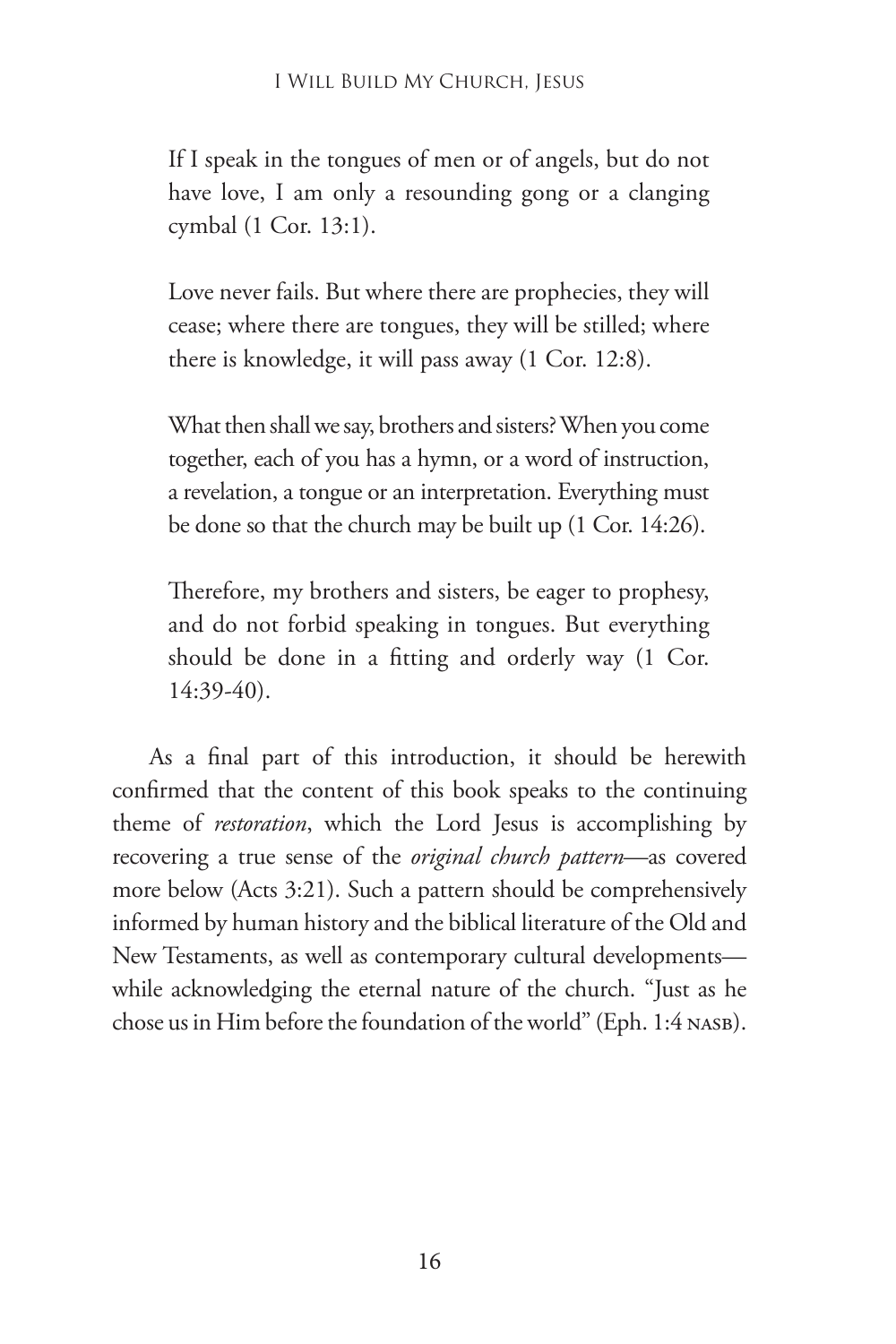> If I speak in the tongues of men or of angels, but do not have love, I am only a resounding gong or a clanging cymbal (1 Cor. 13:1).
>
> Love never fails. But where there are prophecies, they will cease; where there are tongues, they will be stilled; where there is knowledge, it will pass away (1 Cor. 12:8).
>
> What then shall we say, brothers and sisters? When you come together, each of you has a hymn, or a word of instruction, a revelation, a tongue or an interpretation. Everything must be done so that the church may be built up (1 Cor. 14:26).
>
> Therefore, my brothers and sisters, be eager to prophesy, and do not forbid speaking in tongues. But everything should be done in a fitting and orderly way (1 Cor. 14:39-40).

As a final part of this introduction, it should be herewith confirmed that the content of this book speaks to the continuing theme of *restoration*, which the Lord Jesus is accomplishing by recovering a true sense of the *original church pattern*—as covered more below (Acts 3:21). Such a pattern should be comprehensively informed by human history and the biblical literature of the Old and New Testaments, as well as contemporary cultural developments—while acknowledging the eternal nature of the church. "Just as he chose us in Him before the foundation of the world" (Eph. 1:4 NASB).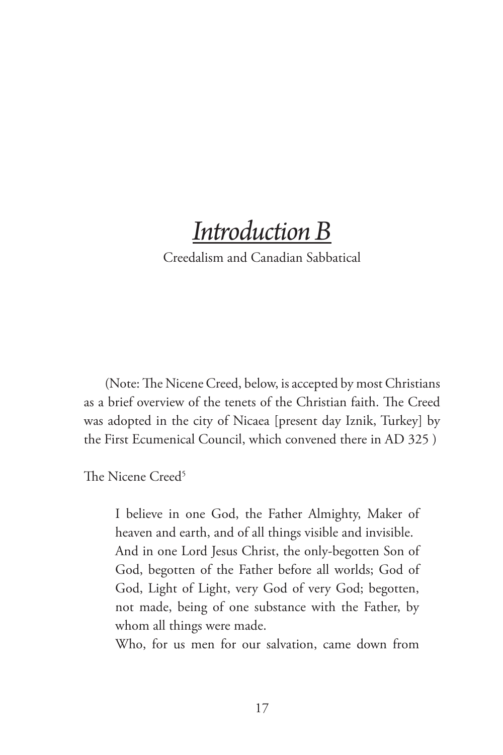# *Introduction B*

Creedalism and Canadian Sabbatical

(Note: The Nicene Creed, below, is accepted by most Christians as a brief overview of the tenets of the Christian faith. The Creed was adopted in the city of Nicaea [present day Iznik, Turkey] by the First Ecumenical Council, which convened there in AD 325 )

The Nicene Creed[5]

> I believe in one God, the Father Almighty, Maker of heaven and earth, and of all things visible and invisible.
> And in one Lord Jesus Christ, the only-begotten Son of God, begotten of the Father before all worlds; God of God, Light of Light, very God of very God; begotten, not made, being of one substance with the Father, by whom all things were made.
> Who, for us men for our salvation, came down from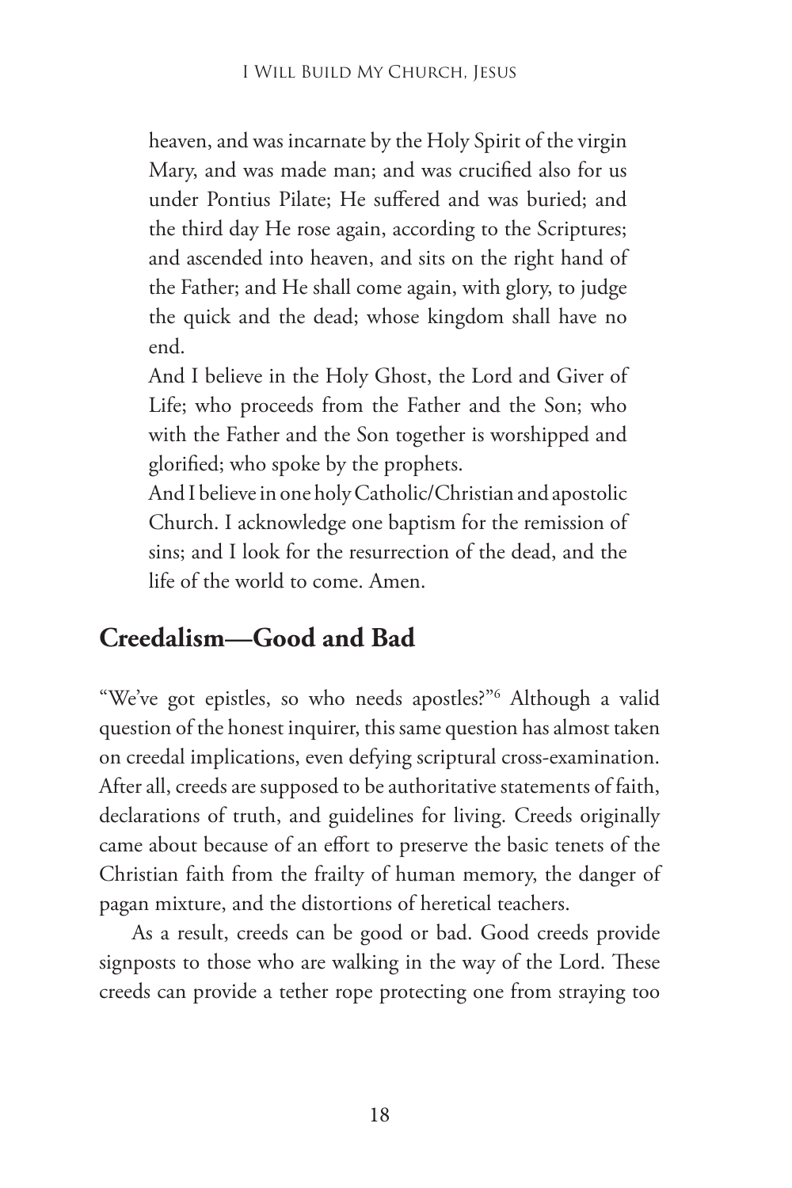heaven, and was incarnate by the Holy Spirit of the virgin Mary, and was made man; and was crucified also for us under Pontius Pilate; He suffered and was buried; and the third day He rose again, according to the Scriptures; and ascended into heaven, and sits on the right hand of the Father; and He shall come again, with glory, to judge the quick and the dead; whose kingdom shall have no end.

And I believe in the Holy Ghost, the Lord and Giver of Life; who proceeds from the Father and the Son; who with the Father and the Son together is worshipped and glorified; who spoke by the prophets.

And I believe in one holy Catholic/Christian and apostolic Church. I acknowledge one baptism for the remission of sins; and I look for the resurrection of the dead, and the life of the world to come. Amen.

## Creedalism—Good and Bad

"We've got epistles, so who needs apostles?"[6] Although a valid question of the honest inquirer, this same question has almost taken on creedal implications, even defying scriptural cross-examination. After all, creeds are supposed to be authoritative statements of faith, declarations of truth, and guidelines for living. Creeds originally came about because of an effort to preserve the basic tenets of the Christian faith from the frailty of human memory, the danger of pagan mixture, and the distortions of heretical teachers.

As a result, creeds can be good or bad. Good creeds provide signposts to those who are walking in the way of the Lord. These creeds can provide a tether rope protecting one from straying too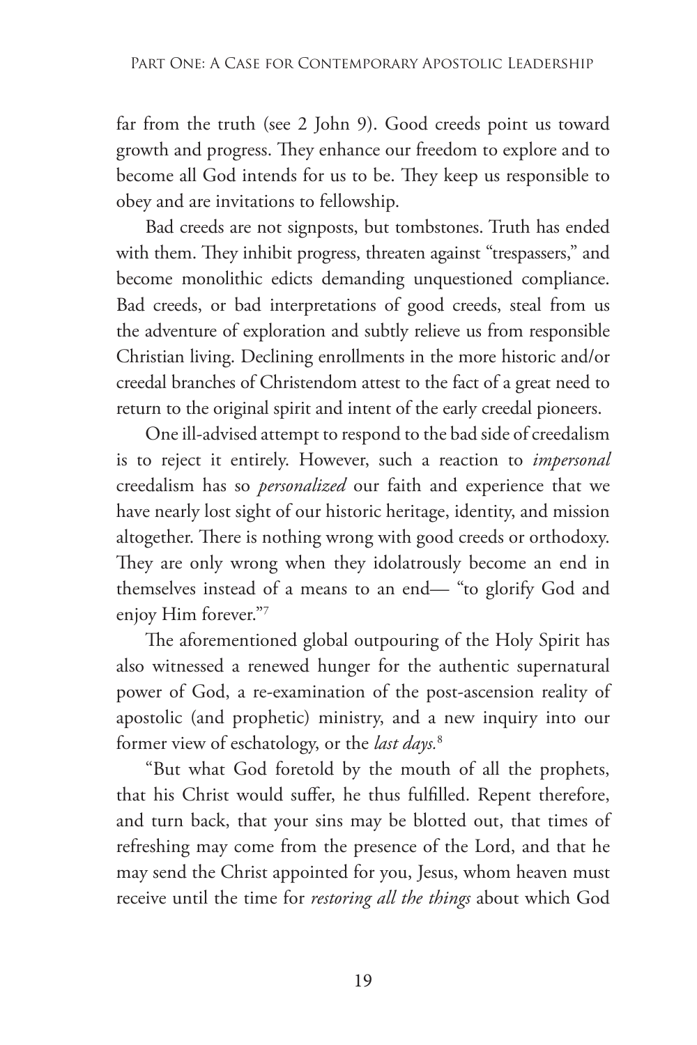far from the truth (see 2 John 9). Good creeds point us toward growth and progress. They enhance our freedom to explore and to become all God intends for us to be. They keep us responsible to obey and are invitations to fellowship.

Bad creeds are not signposts, but tombstones. Truth has ended with them. They inhibit progress, threaten against "trespassers," and become monolithic edicts demanding unquestioned compliance. Bad creeds, or bad interpretations of good creeds, steal from us the adventure of exploration and subtly relieve us from responsible Christian living. Declining enrollments in the more historic and/or creedal branches of Christendom attest to the fact of a great need to return to the original spirit and intent of the early creedal pioneers.

One ill-advised attempt to respond to the bad side of creedalism is to reject it entirely. However, such a reaction to *impersonal* creedalism has so *personalized* our faith and experience that we have nearly lost sight of our historic heritage, identity, and mission altogether. There is nothing wrong with good creeds or orthodoxy. They are only wrong when they idolatrously become an end in themselves instead of a means to an end— "to glorify God and enjoy Him forever."[7]

The aforementioned global outpouring of the Holy Spirit has also witnessed a renewed hunger for the authentic supernatural power of God, a re-examination of the post-ascension reality of apostolic (and prophetic) ministry, and a new inquiry into our former view of eschatology, or the *last days.*[8]

"But what God foretold by the mouth of all the prophets, that his Christ would suffer, he thus fulfilled. Repent therefore, and turn back, that your sins may be blotted out, that times of refreshing may come from the presence of the Lord, and that he may send the Christ appointed for you, Jesus, whom heaven must receive until the time for *restoring all the things* about which God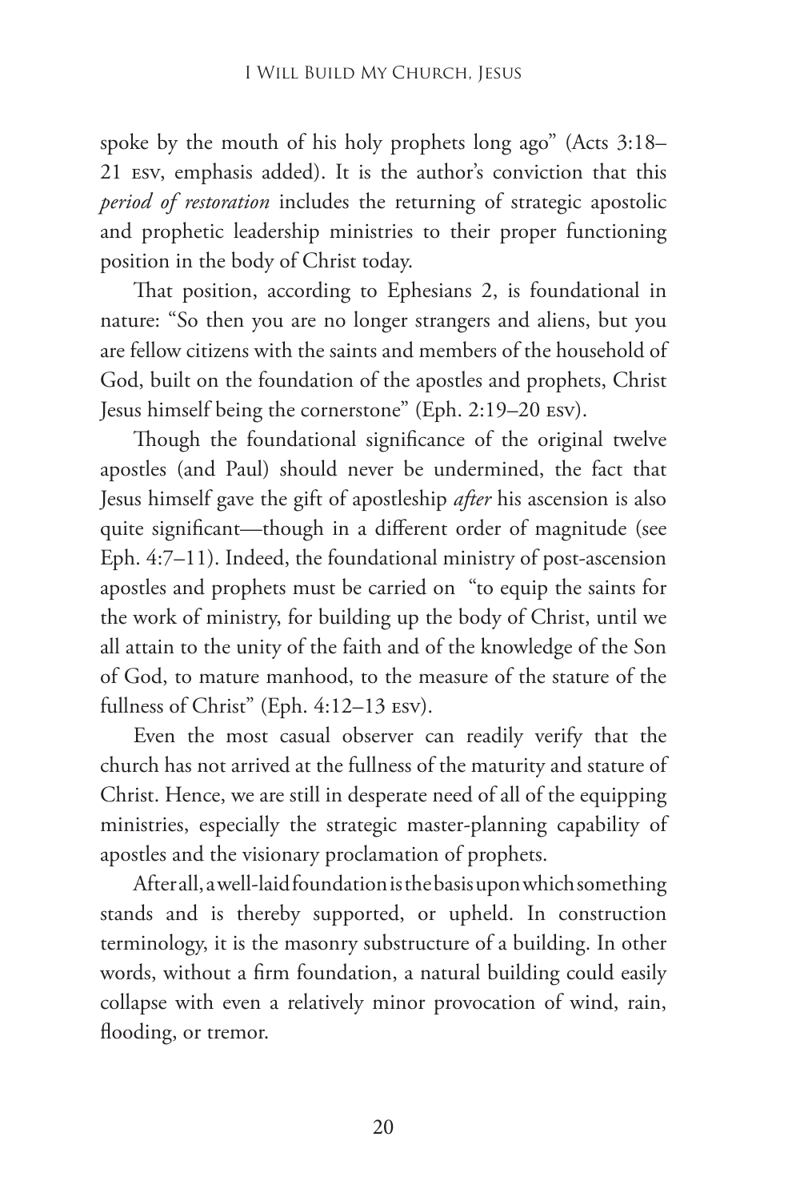spoke by the mouth of his holy prophets long ago" (Acts 3:18–21 ESV, emphasis added). It is the author's conviction that this *period of restoration* includes the returning of strategic apostolic and prophetic leadership ministries to their proper functioning position in the body of Christ today.

That position, according to Ephesians 2, is foundational in nature: "So then you are no longer strangers and aliens, but you are fellow citizens with the saints and members of the household of God, built on the foundation of the apostles and prophets, Christ Jesus himself being the cornerstone" (Eph. 2:19–20 ESV).

Though the foundational significance of the original twelve apostles (and Paul) should never be undermined, the fact that Jesus himself gave the gift of apostleship *after* his ascension is also quite significant—though in a different order of magnitude (see Eph. 4:7–11). Indeed, the foundational ministry of post-ascension apostles and prophets must be carried on "to equip the saints for the work of ministry, for building up the body of Christ, until we all attain to the unity of the faith and of the knowledge of the Son of God, to mature manhood, to the measure of the stature of the fullness of Christ" (Eph. 4:12–13 ESV).

Even the most casual observer can readily verify that the church has not arrived at the fullness of the maturity and stature of Christ. Hence, we are still in desperate need of all of the equipping ministries, especially the strategic master-planning capability of apostles and the visionary proclamation of prophets.

After all, a well-laid foundation is the basis upon which something stands and is thereby supported, or upheld. In construction terminology, it is the masonry substructure of a building. In other words, without a firm foundation, a natural building could easily collapse with even a relatively minor provocation of wind, rain, flooding, or tremor.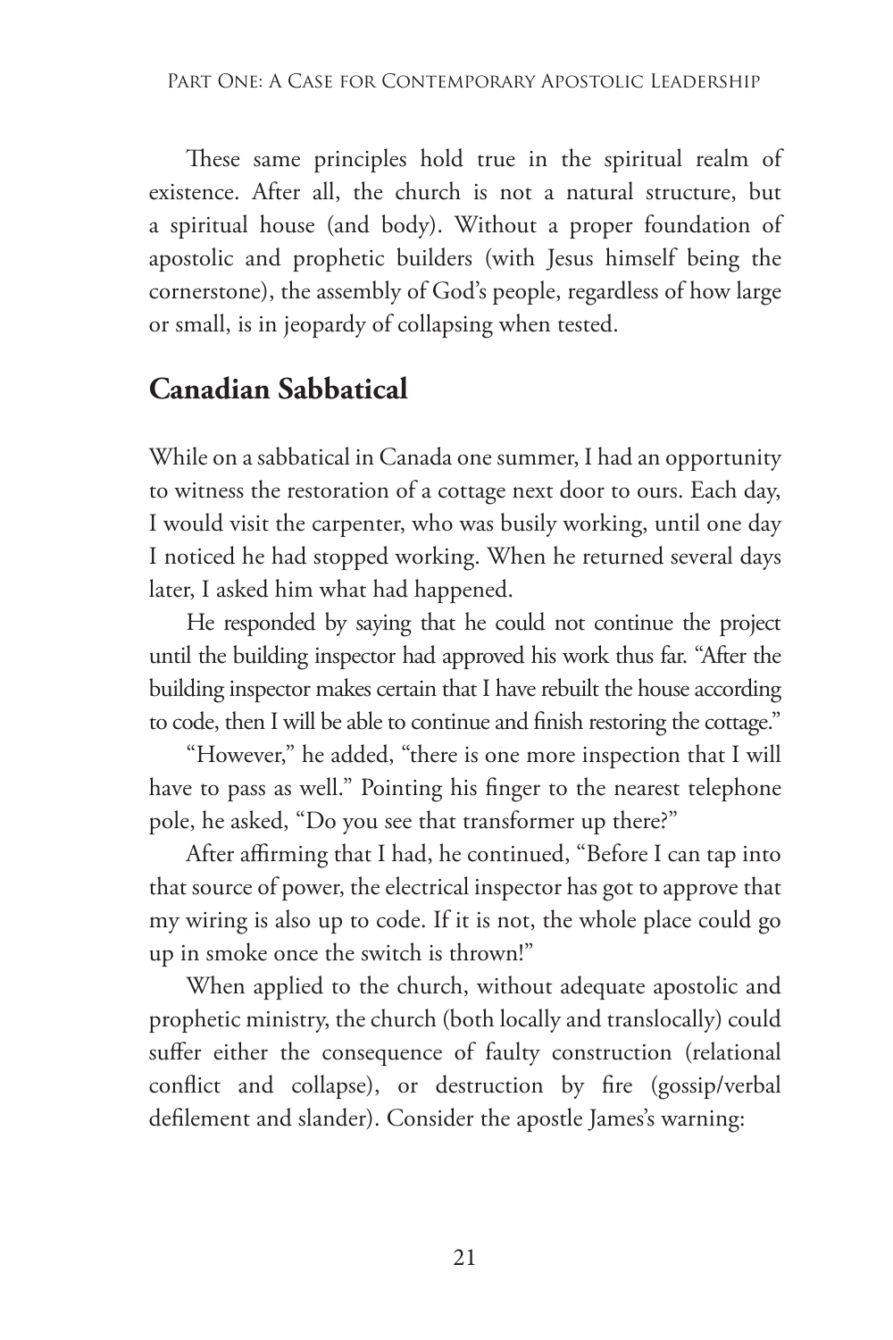These same principles hold true in the spiritual realm of existence. After all, the church is not a natural structure, but a spiritual house (and body). Without a proper foundation of apostolic and prophetic builders (with Jesus himself being the cornerstone), the assembly of God's people, regardless of how large or small, is in jeopardy of collapsing when tested.

## Canadian Sabbatical

While on a sabbatical in Canada one summer, I had an opportunity to witness the restoration of a cottage next door to ours. Each day, I would visit the carpenter, who was busily working, until one day I noticed he had stopped working. When he returned several days later, I asked him what had happened.

He responded by saying that he could not continue the project until the building inspector had approved his work thus far. "After the building inspector makes certain that I have rebuilt the house according to code, then I will be able to continue and finish restoring the cottage."

"However," he added, "there is one more inspection that I will have to pass as well." Pointing his finger to the nearest telephone pole, he asked, "Do you see that transformer up there?"

After affirming that I had, he continued, "Before I can tap into that source of power, the electrical inspector has got to approve that my wiring is also up to code. If it is not, the whole place could go up in smoke once the switch is thrown!"

When applied to the church, without adequate apostolic and prophetic ministry, the church (both locally and translocally) could suffer either the consequence of faulty construction (relational conflict and collapse), or destruction by fire (gossip/verbal defilement and slander). Consider the apostle James's warning: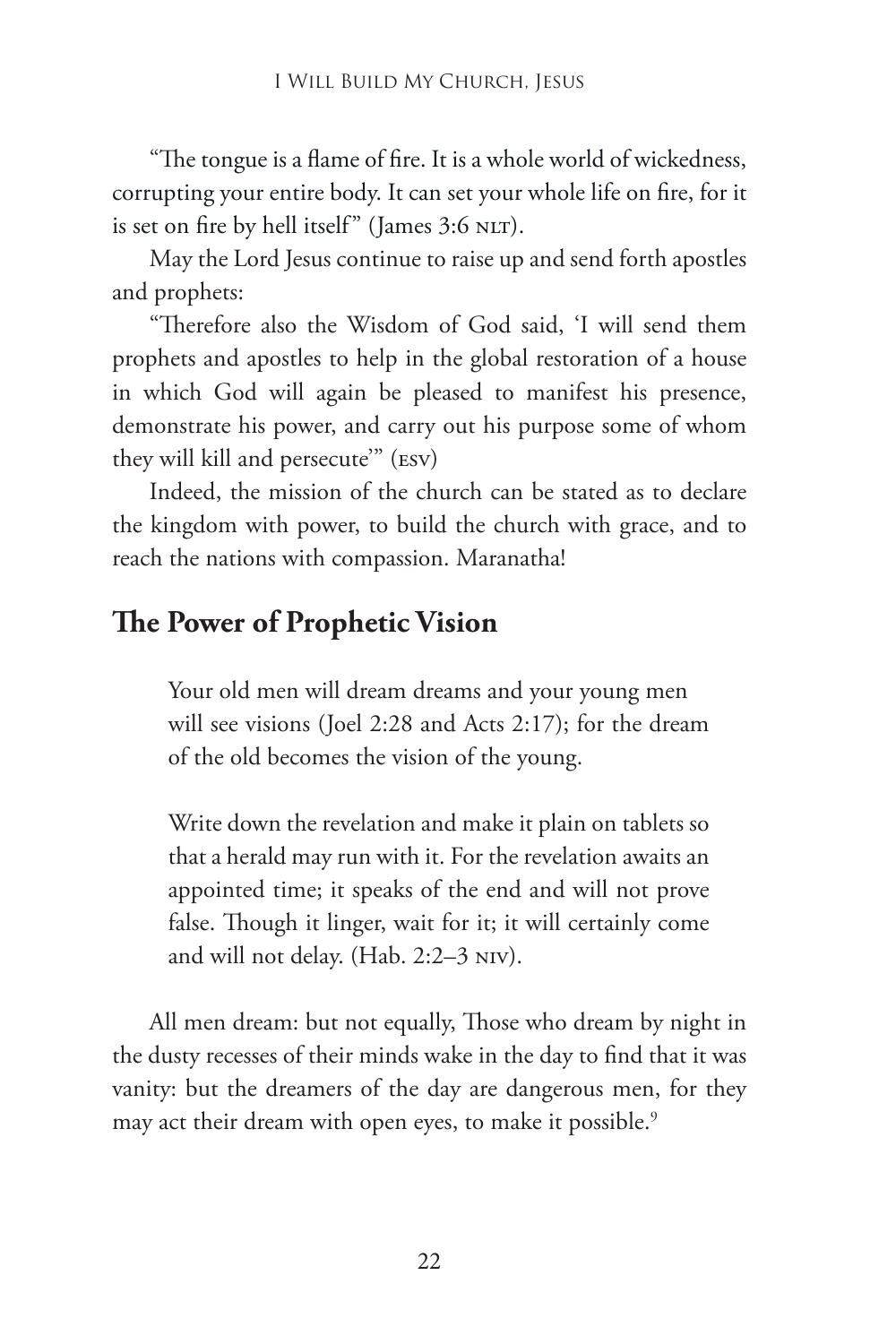"The tongue is a flame of fire. It is a whole world of wickedness, corrupting your entire body. It can set your whole life on fire, for it is set on fire by hell itself" (James 3:6 NLT).

May the Lord Jesus continue to raise up and send forth apostles and prophets:

"Therefore also the Wisdom of God said, 'I will send them prophets and apostles to help in the global restoration of a house in which God will again be pleased to manifest his presence, demonstrate his power, and carry out his purpose some of whom they will kill and persecute'" (ESV)

Indeed, the mission of the church can be stated as to declare the kingdom with power, to build the church with grace, and to reach the nations with compassion. Maranatha!

## The Power of Prophetic Vision

> Your old men will dream dreams and your young men will see visions (Joel 2:28 and Acts 2:17); for the dream of the old becomes the vision of the young.
>
> Write down the revelation and make it plain on tablets so that a herald may run with it. For the revelation awaits an appointed time; it speaks of the end and will not prove false. Though it linger, wait for it; it will certainly come and will not delay. (Hab. 2:2–3 NIV).

All men dream: but not equally, Those who dream by night in the dusty recesses of their minds wake in the day to find that it was vanity: but the dreamers of the day are dangerous men, for they may act their dream with open eyes, to make it possible.[9]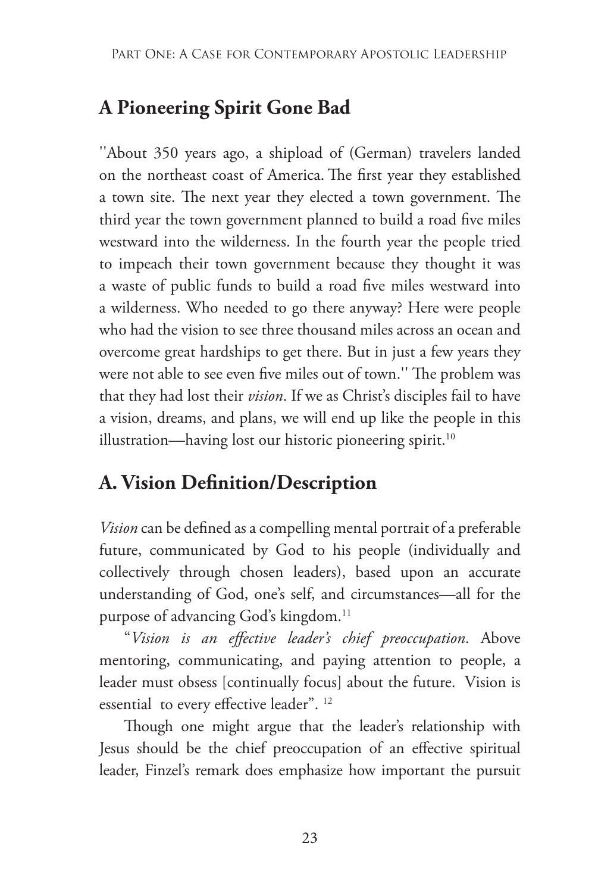## A Pioneering Spirit Gone Bad

''About 350 years ago, a shipload of (German) travelers landed on the northeast coast of America. The first year they established a town site. The next year they elected a town government. The third year the town government planned to build a road five miles westward into the wilderness. In the fourth year the people tried to impeach their town government because they thought it was a waste of public funds to build a road five miles westward into a wilderness. Who needed to go there anyway? Here were people who had the vision to see three thousand miles across an ocean and overcome great hardships to get there. But in just a few years they were not able to see even five miles out of town.'' The problem was that they had lost their *vision*. If we as Christ's disciples fail to have a vision, dreams, and plans, we will end up like the people in this illustration—having lost our historic pioneering spirit.[10]

## A. Vision Definition/Description

*Vision* can be defined as a compelling mental portrait of a preferable future, communicated by God to his people (individually and collectively through chosen leaders), based upon an accurate understanding of God, one's self, and circumstances—all for the purpose of advancing God's kingdom.[11]

"*Vision is an effective leader's chief preoccupation*. Above mentoring, communicating, and paying attention to people, a leader must obsess [continually focus] about the future. Vision is essential to every effective leader". [12]

Though one might argue that the leader's relationship with Jesus should be the chief preoccupation of an effective spiritual leader, Finzel's remark does emphasize how important the pursuit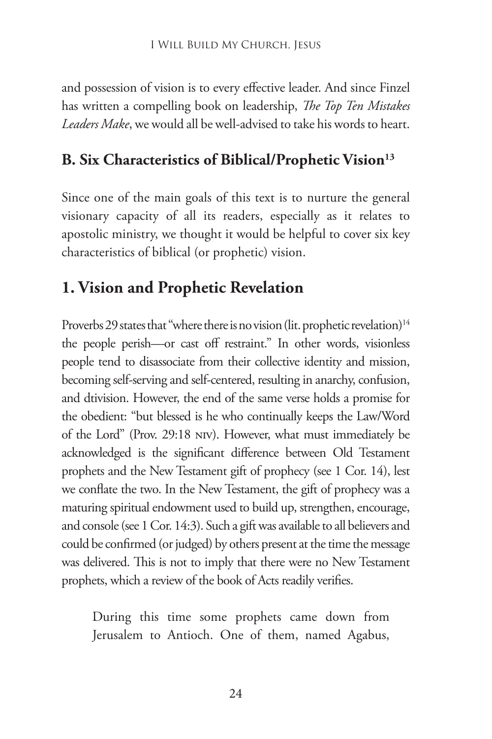and possession of vision is to every effective leader. And since Finzel has written a compelling book on leadership, *The Top Ten Mistakes Leaders Make*, we would all be well-advised to take his words to heart.

## B. Six Characteristics of Biblical/Prophetic Vision[13]

Since one of the main goals of this text is to nurture the general visionary capacity of all its readers, especially as it relates to apostolic ministry, we thought it would be helpful to cover six key characteristics of biblical (or prophetic) vision.

## 1. Vision and Prophetic Revelation

Proverbs 29 states that "where there is no vision (lit. prophetic revelation)[14] the people perish—or cast off restraint." In other words, visionless people tend to disassociate from their collective identity and mission, becoming self-serving and self-centered, resulting in anarchy, confusion, and dtivision. However, the end of the same verse holds a promise for the obedient: "but blessed is he who continually keeps the Law/Word of the Lord" (Prov. 29:18 NIV). However, what must immediately be acknowledged is the significant difference between Old Testament prophets and the New Testament gift of prophecy (see 1 Cor. 14), lest we conflate the two. In the New Testament, the gift of prophecy was a maturing spiritual endowment used to build up, strengthen, encourage, and console (see 1 Cor. 14:3). Such a gift was available to all believers and could be confirmed (or judged) by others present at the time the message was delivered. This is not to imply that there were no New Testament prophets, which a review of the book of Acts readily verifies.

> During this time some prophets came down from Jerusalem to Antioch. One of them, named Agabus,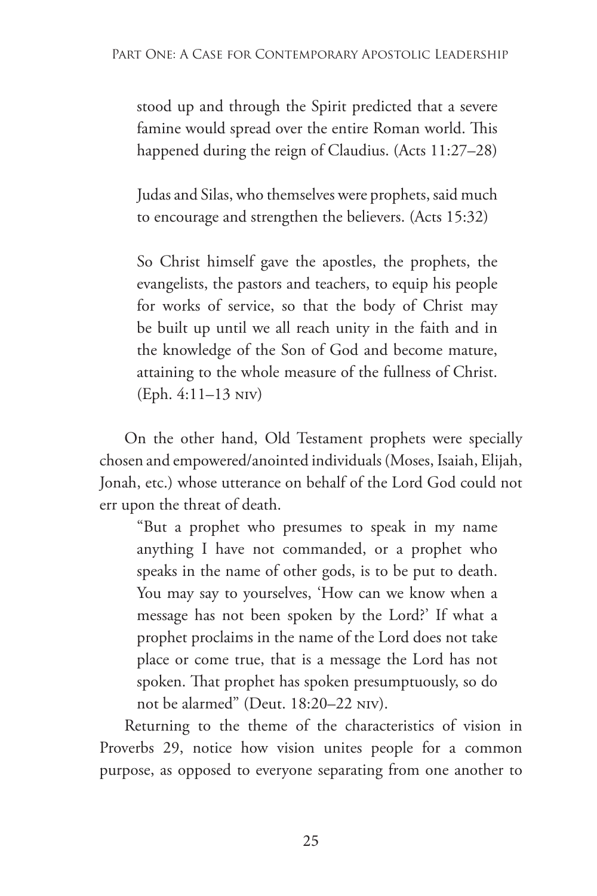> stood up and through the Spirit predicted that a severe famine would spread over the entire Roman world. This happened during the reign of Claudius. (Acts 11:27–28)
>
> Judas and Silas, who themselves were prophets, said much to encourage and strengthen the believers. (Acts 15:32)
>
> So Christ himself gave the apostles, the prophets, the evangelists, the pastors and teachers, to equip his people for works of service, so that the body of Christ may be built up until we all reach unity in the faith and in the knowledge of the Son of God and become mature, attaining to the whole measure of the fullness of Christ. (Eph. 4:11–13 NIV)

On the other hand, Old Testament prophets were specially chosen and empowered/anointed individuals (Moses, Isaiah, Elijah, Jonah, etc.) whose utterance on behalf of the Lord God could not err upon the threat of death.

> "But a prophet who presumes to speak in my name anything I have not commanded, or a prophet who speaks in the name of other gods, is to be put to death. You may say to yourselves, 'How can we know when a message has not been spoken by the Lord?' If what a prophet proclaims in the name of the Lord does not take place or come true, that is a message the Lord has not spoken. That prophet has spoken presumptuously, so do not be alarmed" (Deut. 18:20–22 NIV).

Returning to the theme of the characteristics of vision in Proverbs 29, notice how vision unites people for a common purpose, as opposed to everyone separating from one another to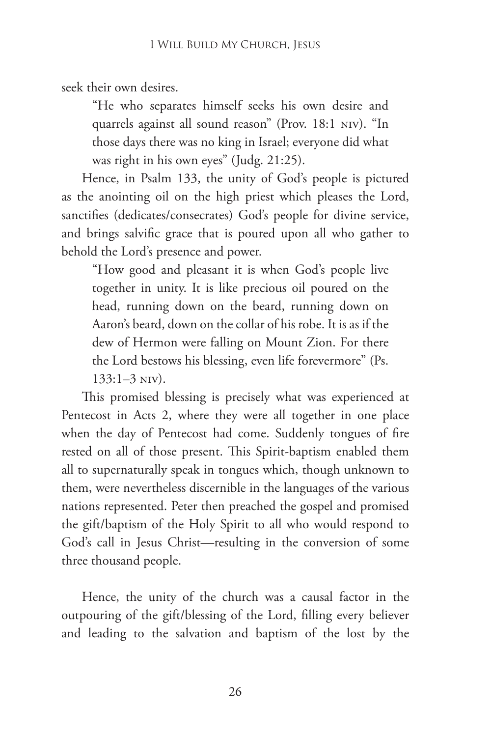seek their own desires.

> "He who separates himself seeks his own desire and quarrels against all sound reason" (Prov. 18:1 NIV). "In those days there was no king in Israel; everyone did what was right in his own eyes" (Judg. 21:25).

Hence, in Psalm 133, the unity of God's people is pictured as the anointing oil on the high priest which pleases the Lord, sanctifies (dedicates/consecrates) God's people for divine service, and brings salvific grace that is poured upon all who gather to behold the Lord's presence and power.

> "How good and pleasant it is when God's people live together in unity. It is like precious oil poured on the head, running down on the beard, running down on Aaron's beard, down on the collar of his robe. It is as if the dew of Hermon were falling on Mount Zion. For there the Lord bestows his blessing, even life forevermore" (Ps. 133:1–3 NIV).

This promised blessing is precisely what was experienced at Pentecost in Acts 2, where they were all together in one place when the day of Pentecost had come. Suddenly tongues of fire rested on all of those present. This Spirit-baptism enabled them all to supernaturally speak in tongues which, though unknown to them, were nevertheless discernible in the languages of the various nations represented. Peter then preached the gospel and promised the gift/baptism of the Holy Spirit to all who would respond to God's call in Jesus Christ—resulting in the conversion of some three thousand people.

Hence, the unity of the church was a causal factor in the outpouring of the gift/blessing of the Lord, filling every believer and leading to the salvation and baptism of the lost by the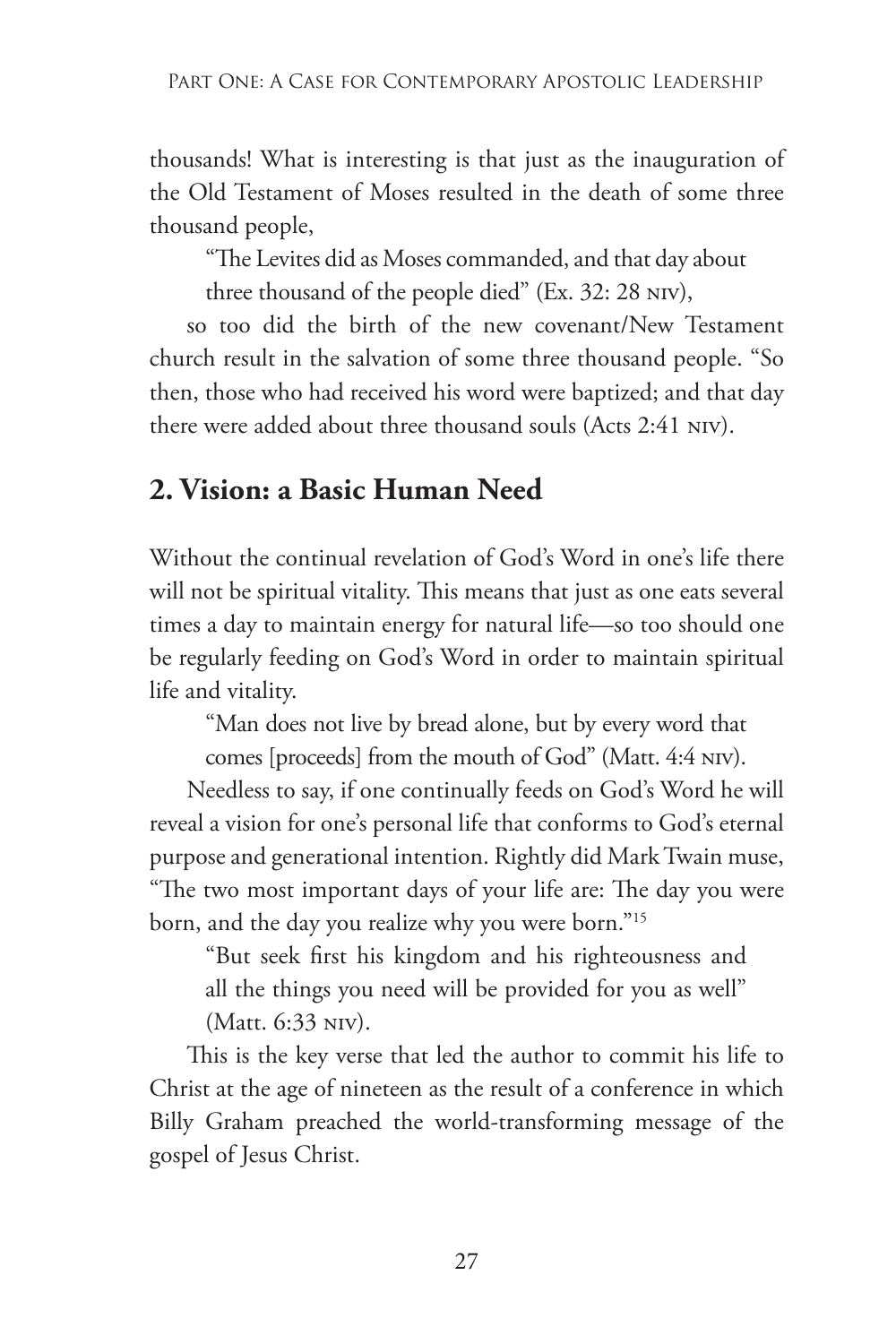thousands! What is interesting is that just as the inauguration of the Old Testament of Moses resulted in the death of some three thousand people,

> "The Levites did as Moses commanded, and that day about three thousand of the people died" (Ex. 32: 28 NIV),

so too did the birth of the new covenant/New Testament church result in the salvation of some three thousand people. "So then, those who had received his word were baptized; and that day there were added about three thousand souls (Acts 2:41 NIV).

## 2. Vision: a Basic Human Need

Without the continual revelation of God's Word in one's life there will not be spiritual vitality. This means that just as one eats several times a day to maintain energy for natural life—so too should one be regularly feeding on God's Word in order to maintain spiritual life and vitality.

> "Man does not live by bread alone, but by every word that comes [proceeds] from the mouth of God" (Matt. 4:4 NIV).

Needless to say, if one continually feeds on God's Word he will reveal a vision for one's personal life that conforms to God's eternal purpose and generational intention. Rightly did Mark Twain muse, "The two most important days of your life are: The day you were born, and the day you realize why you were born."[15]

> "But seek first his kingdom and his righteousness and all the things you need will be provided for you as well" (Matt. 6:33 NIV).

This is the key verse that led the author to commit his life to Christ at the age of nineteen as the result of a conference in which Billy Graham preached the world-transforming message of the gospel of Jesus Christ.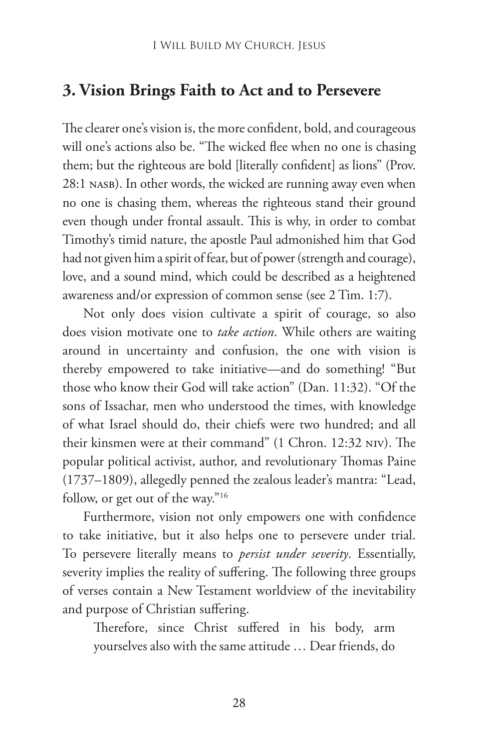## 3. Vision Brings Faith to Act and to Persevere

The clearer one's vision is, the more confident, bold, and courageous will one's actions also be. "The wicked flee when no one is chasing them; but the righteous are bold [literally confident] as lions" (Prov. 28:1 NASB). In other words, the wicked are running away even when no one is chasing them, whereas the righteous stand their ground even though under frontal assault. This is why, in order to combat Timothy's timid nature, the apostle Paul admonished him that God had not given him a spirit of fear, but of power (strength and courage), love, and a sound mind, which could be described as a heightened awareness and/or expression of common sense (see 2 Tim. 1:7).

Not only does vision cultivate a spirit of courage, so also does vision motivate one to *take action*. While others are waiting around in uncertainty and confusion, the one with vision is thereby empowered to take initiative—and do something! "But those who know their God will take action" (Dan. 11:32). "Of the sons of Issachar, men who understood the times, with knowledge of what Israel should do, their chiefs were two hundred; and all their kinsmen were at their command" (1 Chron. 12:32 NIV). The popular political activist, author, and revolutionary Thomas Paine (1737–1809), allegedly penned the zealous leader's mantra: "Lead, follow, or get out of the way."[16]

Furthermore, vision not only empowers one with confidence to take initiative, but it also helps one to persevere under trial. To persevere literally means to *persist under severity*. Essentially, severity implies the reality of suffering. The following three groups of verses contain a New Testament worldview of the inevitability and purpose of Christian suffering.

> Therefore, since Christ suffered in his body, arm yourselves also with the same attitude … Dear friends, do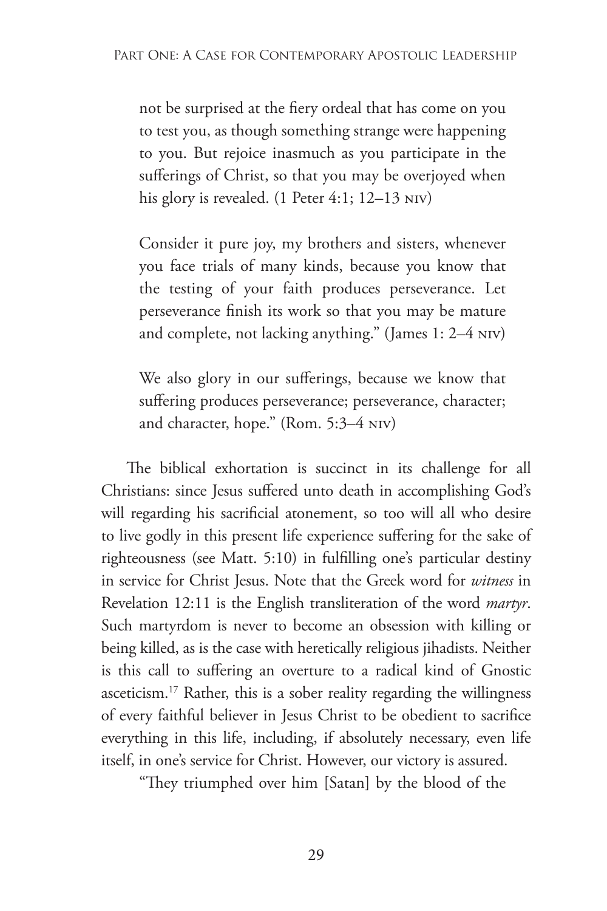> not be surprised at the fiery ordeal that has come on you to test you, as though something strange were happening to you. But rejoice inasmuch as you participate in the sufferings of Christ, so that you may be overjoyed when his glory is revealed. (1 Peter 4:1; 12–13 NIV)

> Consider it pure joy, my brothers and sisters, whenever you face trials of many kinds, because you know that the testing of your faith produces perseverance. Let perseverance finish its work so that you may be mature and complete, not lacking anything." (James 1: 2–4 NIV)

> We also glory in our sufferings, because we know that suffering produces perseverance; perseverance, character; and character, hope." (Rom. 5:3–4 NIV)

The biblical exhortation is succinct in its challenge for all Christians: since Jesus suffered unto death in accomplishing God's will regarding his sacrificial atonement, so too will all who desire to live godly in this present life experience suffering for the sake of righteousness (see Matt. 5:10) in fulfilling one's particular destiny in service for Christ Jesus. Note that the Greek word for *witness* in Revelation 12:11 is the English transliteration of the word *martyr*. Such martyrdom is never to become an obsession with killing or being killed, as is the case with heretically religious jihadists. Neither is this call to suffering an overture to a radical kind of Gnostic asceticism.[17] Rather, this is a sober reality regarding the willingness of every faithful believer in Jesus Christ to be obedient to sacrifice everything in this life, including, if absolutely necessary, even life itself, in one's service for Christ. However, our victory is assured.

"They triumphed over him [Satan] by the blood of the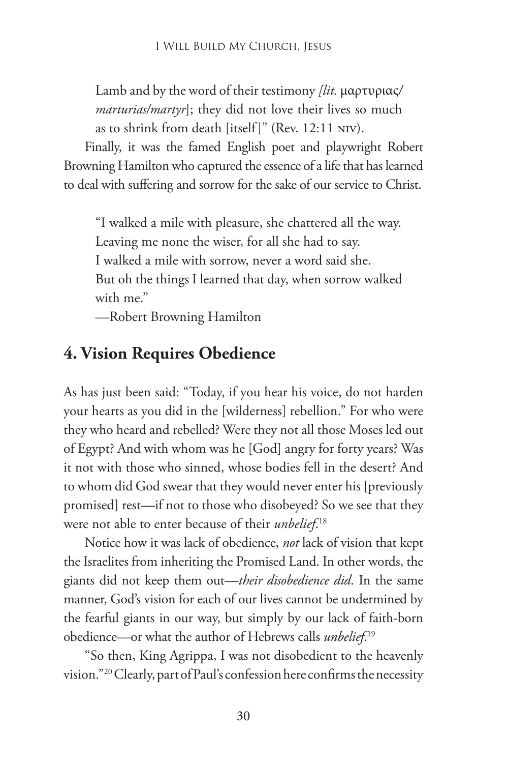Lamb and by the word of their testimony *[lit.* μαρτυριας/ *marturias/martyr*]; they did not love their lives so much as to shrink from death [itself]" (Rev. 12:11 NIV).

Finally, it was the famed English poet and playwright Robert Browning Hamilton who captured the essence of a life that has learned to deal with suffering and sorrow for the sake of our service to Christ.

> "I walked a mile with pleasure, she chattered all the way.
> Leaving me none the wiser, for all she had to say.
> I walked a mile with sorrow, never a word said she.
> But oh the things I learned that day, when sorrow walked with me."
> —Robert Browning Hamilton

## 4. Vision Requires Obedience

As has just been said: "Today, if you hear his voice, do not harden your hearts as you did in the [wilderness] rebellion." For who were they who heard and rebelled? Were they not all those Moses led out of Egypt? And with whom was he [God] angry for forty years? Was it not with those who sinned, whose bodies fell in the desert? And to whom did God swear that they would never enter his [previously promised] rest—if not to those who disobeyed? So we see that they were not able to enter because of their *unbelief*.[18]

Notice how it was lack of obedience, *not* lack of vision that kept the Israelites from inheriting the Promised Land. In other words, the giants did not keep them out—*their disobedience did*. In the same manner, God's vision for each of our lives cannot be undermined by the fearful giants in our way, but simply by our lack of faith-born obedience—or what the author of Hebrews calls *unbelief*.[19]

"So then, King Agrippa, I was not disobedient to the heavenly vision."[20] Clearly, part of Paul's confession here confirms the necessity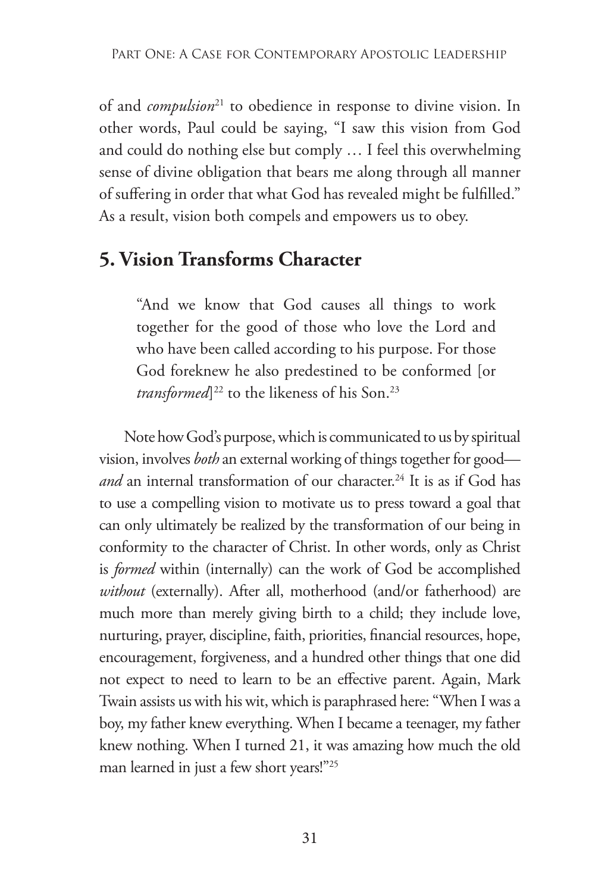of and *compulsion*[21] to obedience in response to divine vision. In other words, Paul could be saying, "I saw this vision from God and could do nothing else but comply … I feel this overwhelming sense of divine obligation that bears me along through all manner of suffering in order that what God has revealed might be fulfilled." As a result, vision both compels and empowers us to obey.

## 5. Vision Transforms Character

> "And we know that God causes all things to work together for the good of those who love the Lord and who have been called according to his purpose. For those God foreknew he also predestined to be conformed [or *transformed*][22] to the likeness of his Son.[23]

Note how God's purpose, which is communicated to us by spiritual vision, involves *both* an external working of things together for good—*and* an internal transformation of our character.[24] It is as if God has to use a compelling vision to motivate us to press toward a goal that can only ultimately be realized by the transformation of our being in conformity to the character of Christ. In other words, only as Christ is *formed* within (internally) can the work of God be accomplished *without* (externally). After all, motherhood (and/or fatherhood) are much more than merely giving birth to a child; they include love, nurturing, prayer, discipline, faith, priorities, financial resources, hope, encouragement, forgiveness, and a hundred other things that one did not expect to need to learn to be an effective parent. Again, Mark Twain assists us with his wit, which is paraphrased here: "When I was a boy, my father knew everything. When I became a teenager, my father knew nothing. When I turned 21, it was amazing how much the old man learned in just a few short years!"[25]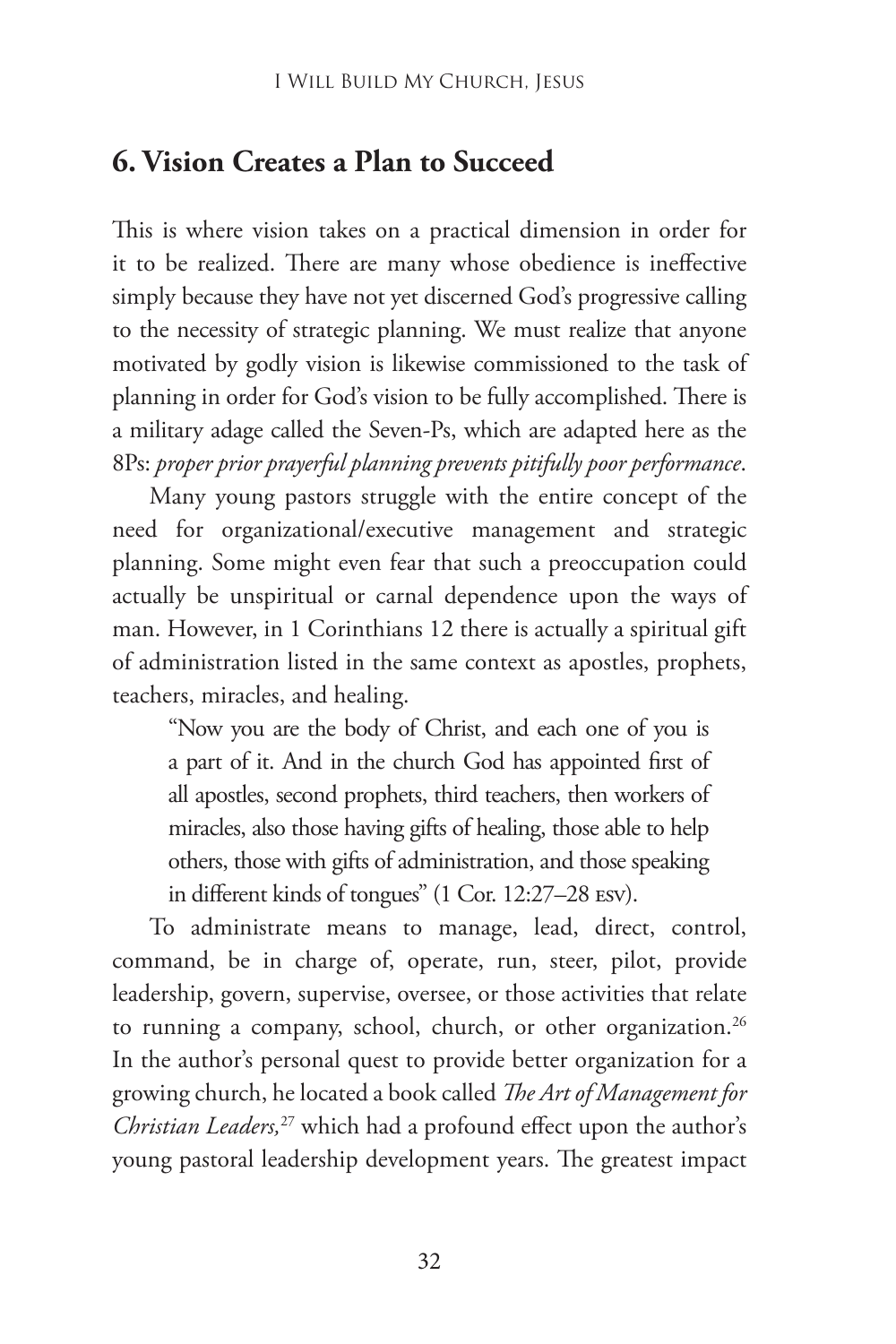## 6. Vision Creates a Plan to Succeed

This is where vision takes on a practical dimension in order for it to be realized. There are many whose obedience is ineffective simply because they have not yet discerned God's progressive calling to the necessity of strategic planning. We must realize that anyone motivated by godly vision is likewise commissioned to the task of planning in order for God's vision to be fully accomplished. There is a military adage called the Seven-Ps, which are adapted here as the 8Ps: *proper prior prayerful planning prevents pitifully poor performance*.

Many young pastors struggle with the entire concept of the need for organizational/executive management and strategic planning. Some might even fear that such a preoccupation could actually be unspiritual or carnal dependence upon the ways of man. However, in 1 Corinthians 12 there is actually a spiritual gift of administration listed in the same context as apostles, prophets, teachers, miracles, and healing.

> "Now you are the body of Christ, and each one of you is a part of it. And in the church God has appointed first of all apostles, second prophets, third teachers, then workers of miracles, also those having gifts of healing, those able to help others, those with gifts of administration, and those speaking in different kinds of tongues" (1 Cor. 12:27–28 ESV).

To administrate means to manage, lead, direct, control, command, be in charge of, operate, run, steer, pilot, provide leadership, govern, supervise, oversee, or those activities that relate to running a company, school, church, or other organization.[26] In the author's personal quest to provide better organization for a growing church, he located a book called *The Art of Management for Christian Leaders,*[27] which had a profound effect upon the author's young pastoral leadership development years. The greatest impact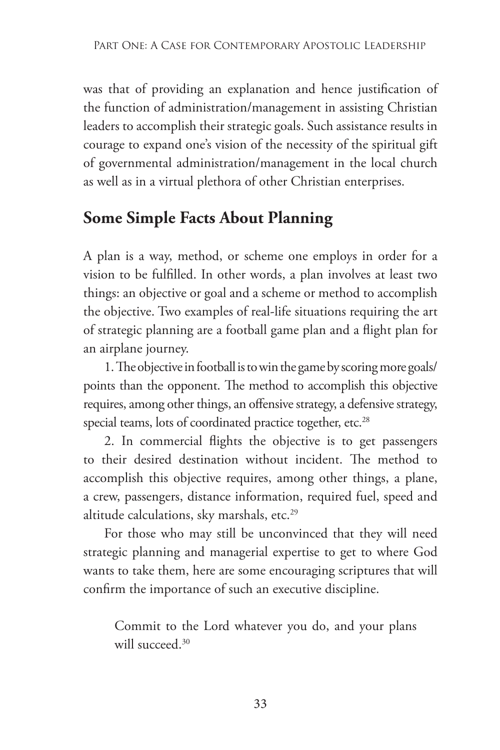was that of providing an explanation and hence justification of the function of administration/management in assisting Christian leaders to accomplish their strategic goals. Such assistance results in courage to expand one's vision of the necessity of the spiritual gift of governmental administration/management in the local church as well as in a virtual plethora of other Christian enterprises.

## Some Simple Facts About Planning

A plan is a way, method, or scheme one employs in order for a vision to be fulfilled. In other words, a plan involves at least two things: an objective or goal and a scheme or method to accomplish the objective. Two examples of real-life situations requiring the art of strategic planning are a football game plan and a flight plan for an airplane journey.

1. The objective in football is to win the game by scoring more goals/points than the opponent. The method to accomplish this objective requires, among other things, an offensive strategy, a defensive strategy, special teams, lots of coordinated practice together, etc.[28]

2. In commercial flights the objective is to get passengers to their desired destination without incident. The method to accomplish this objective requires, among other things, a plane, a crew, passengers, distance information, required fuel, speed and altitude calculations, sky marshals, etc.[29]

For those who may still be unconvinced that they will need strategic planning and managerial expertise to get to where God wants to take them, here are some encouraging scriptures that will confirm the importance of such an executive discipline.

> Commit to the Lord whatever you do, and your plans will succeed.[30]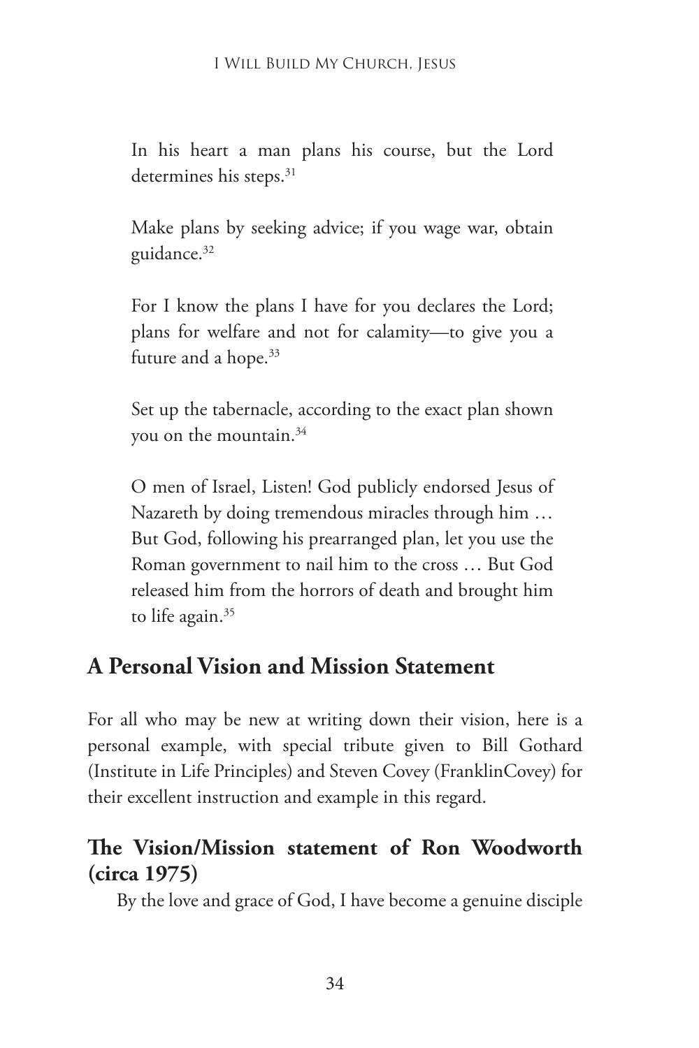> In his heart a man plans his course, but the Lord determines his steps.[31]

> Make plans by seeking advice; if you wage war, obtain guidance.[32]

> For I know the plans I have for you declares the Lord; plans for welfare and not for calamity—to give you a future and a hope.[33]

> Set up the tabernacle, according to the exact plan shown you on the mountain.[34]

> O men of Israel, Listen! God publicly endorsed Jesus of Nazareth by doing tremendous miracles through him … But God, following his prearranged plan, let you use the Roman government to nail him to the cross … But God released him from the horrors of death and brought him to life again.[35]

## A Personal Vision and Mission Statement

For all who may be new at writing down their vision, here is a personal example, with special tribute given to Bill Gothard (Institute in Life Principles) and Steven Covey (FranklinCovey) for their excellent instruction and example in this regard.

### The Vision/Mission statement of Ron Woodworth (circa 1975)

By the love and grace of God, I have become a genuine disciple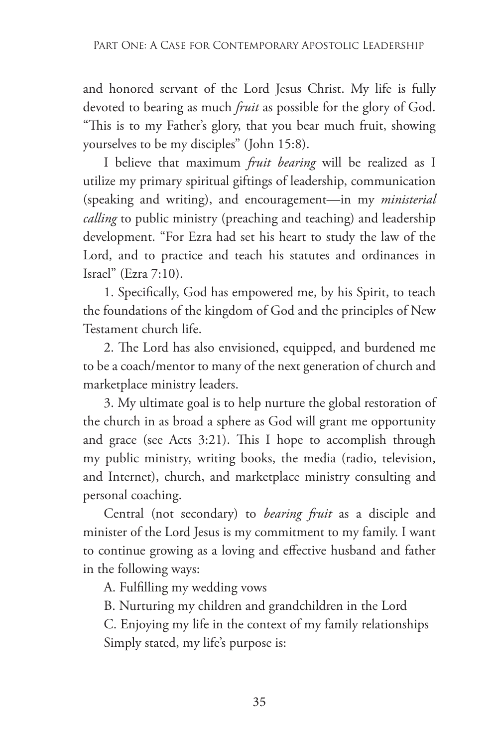and honored servant of the Lord Jesus Christ. My life is fully devoted to bearing as much *fruit* as possible for the glory of God. "This is to my Father's glory, that you bear much fruit, showing yourselves to be my disciples" (John 15:8).

I believe that maximum *fruit bearing* will be realized as I utilize my primary spiritual giftings of leadership, communication (speaking and writing), and encouragement—in my *ministerial calling* to public ministry (preaching and teaching) and leadership development. "For Ezra had set his heart to study the law of the Lord, and to practice and teach his statutes and ordinances in Israel" (Ezra 7:10).

1. Specifically, God has empowered me, by his Spirit, to teach the foundations of the kingdom of God and the principles of New Testament church life.

2. The Lord has also envisioned, equipped, and burdened me to be a coach/mentor to many of the next generation of church and marketplace ministry leaders.

3. My ultimate goal is to help nurture the global restoration of the church in as broad a sphere as God will grant me opportunity and grace (see Acts 3:21). This I hope to accomplish through my public ministry, writing books, the media (radio, television, and Internet), church, and marketplace ministry consulting and personal coaching.

Central (not secondary) to *bearing fruit* as a disciple and minister of the Lord Jesus is my commitment to my family. I want to continue growing as a loving and effective husband and father in the following ways:

A. Fulfilling my wedding vows

B. Nurturing my children and grandchildren in the Lord

C. Enjoying my life in the context of my family relationships

Simply stated, my life's purpose is: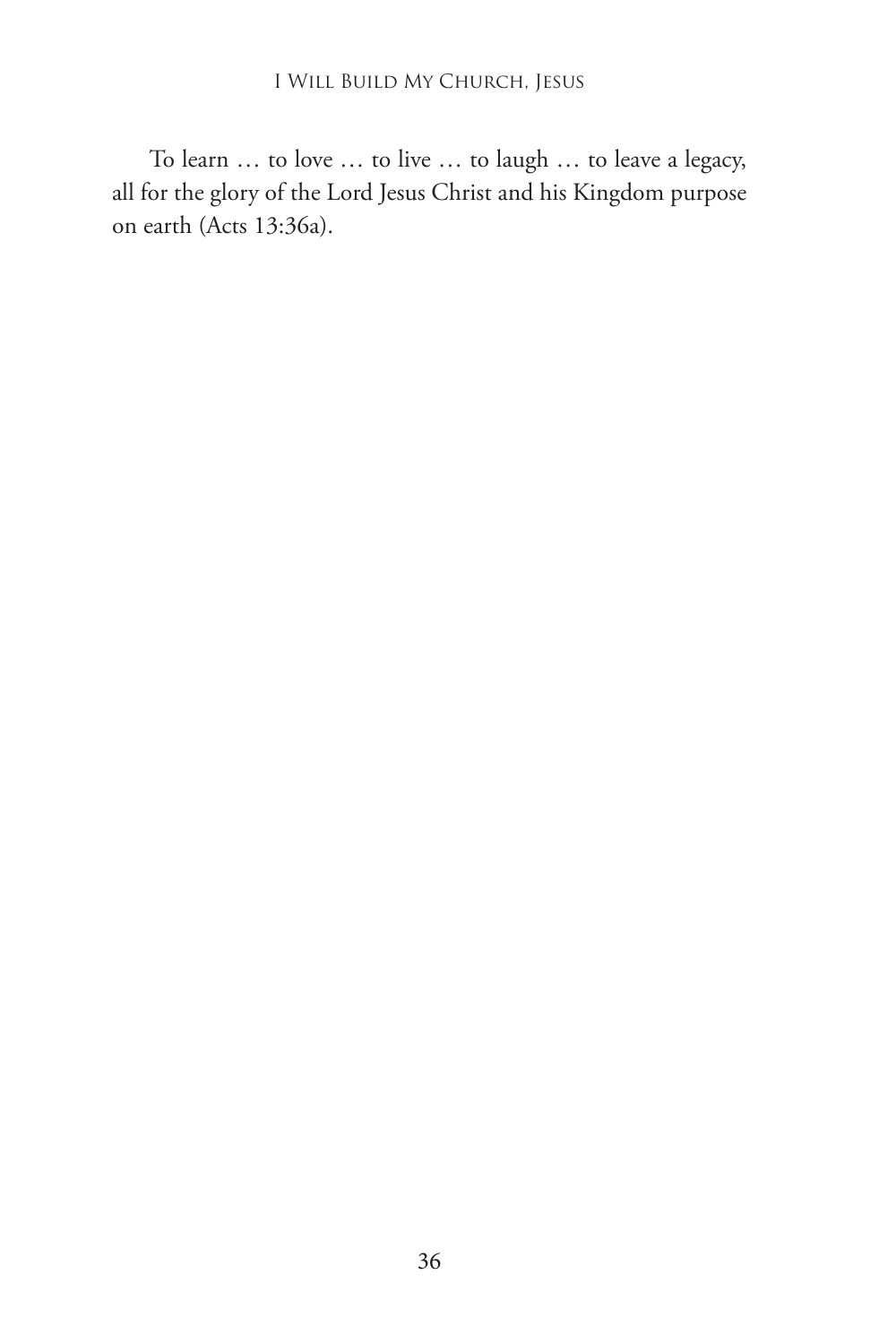To learn … to love … to live … to laugh … to leave a legacy, all for the glory of the Lord Jesus Christ and his Kingdom purpose on earth (Acts 13:36a).